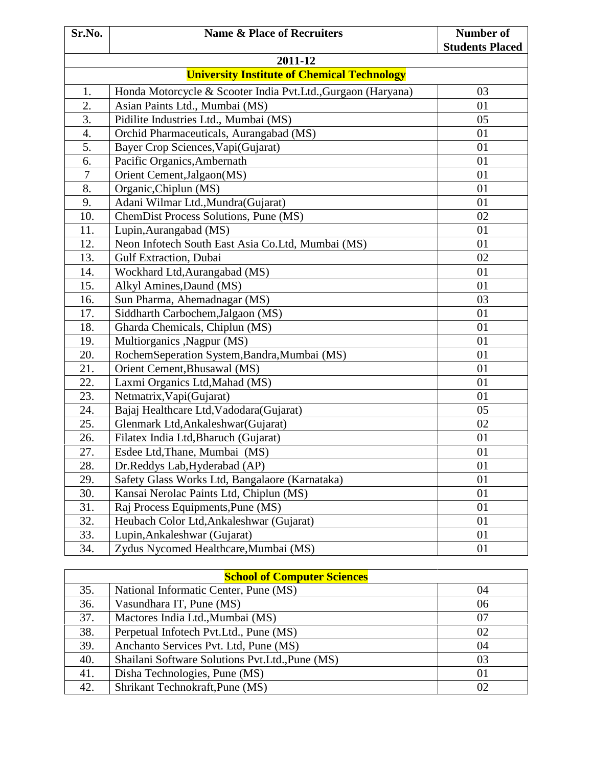| Sr.No. | Name & Place of Recruiters | Number of Students Placed |
|---|---|---|
| **2011-12** | | |
| **University Institute of Chemical Technology** | | |
| 1. | Honda Motorcycle & Scooter India Pvt.Ltd.,Gurgaon (Haryana) | 03 |
| 2. | Asian Paints Ltd., Mumbai (MS) | 01 |
| 3. | Pidilite Industries Ltd., Mumbai (MS) | 05 |
| 4. | Orchid Pharmaceuticals, Aurangabad (MS) | 01 |
| 5. | Bayer Crop Sciences,Vapi(Gujarat) | 01 |
| 6. | Pacific Organics,Ambernath | 01 |
| 7 | Orient Cement,Jalgaon(MS) | 01 |
| 8. | Organic,Chiplun (MS) | 01 |
| 9. | Adani Wilmar Ltd.,Mundra(Gujarat) | 01 |
| 10. | ChemDist Process Solutions, Pune (MS) | 02 |
| 11. | Lupin,Aurangabad (MS) | 01 |
| 12. | Neon Infotech South East Asia Co.Ltd, Mumbai (MS) | 01 |
| 13. | Gulf Extraction, Dubai | 02 |
| 14. | Wockhard Ltd,Aurangabad (MS) | 01 |
| 15. | Alkyl Amines,Daund (MS) | 01 |
| 16. | Sun Pharma, Ahemadnagar (MS) | 03 |
| 17. | Siddharth Carbochem,Jalgaon (MS) | 01 |
| 18. | Gharda Chemicals, Chiplun (MS) | 01 |
| 19. | Multiorganics ,Nagpur (MS) | 01 |
| 20. | RochemSeperation System,Bandra,Mumbai (MS) | 01 |
| 21. | Orient Cement,Bhusawal (MS) | 01 |
| 22. | Laxmi Organics Ltd,Mahad (MS) | 01 |
| 23. | Netmatrix,Vapi(Gujarat) | 01 |
| 24. | Bajaj Healthcare Ltd,Vadodara(Gujarat) | 05 |
| 25. | Glenmark Ltd,Ankaleshwar(Gujarat) | 02 |
| 26. | Filatex India Ltd,Bharuch (Gujarat) | 01 |
| 27. | Esdee Ltd,Thane, Mumbai (MS) | 01 |
| 28. | Dr.Reddys Lab,Hyderabad (AP) | 01 |
| 29. | Safety Glass Works Ltd, Bangalaore (Karnataka) | 01 |
| 30. | Kansai Nerolac Paints Ltd, Chiplun (MS) | 01 |
| 31. | Raj Process Equipments,Pune (MS) | 01 |
| 32. | Heubach Color Ltd,Ankaleshwar (Gujarat) | 01 |
| 33. | Lupin,Ankaleshwar (Gujarat) | 01 |
| 34. | Zydus Nycomed Healthcare,Mumbai (MS) | 01 |
| **School of Computer Sciences** | | |
| 35. | National Informatic Center, Pune (MS) | 04 |
| 36. | Vasundhara IT, Pune (MS) | 06 |
| 37. | Mactores India Ltd.,Mumbai (MS) | 07 |
| 38. | Perpetual Infotech Pvt.Ltd., Pune (MS) | 02 |
| 39. | Anchanto Services Pvt. Ltd, Pune (MS) | 04 |
| 40. | Shailani Software Solutions Pvt.Ltd.,Pune (MS) | 03 |
| 41. | Disha Technologies, Pune (MS) | 01 |
| 42. | Shrikant Technokraft,Pune (MS) | 02 |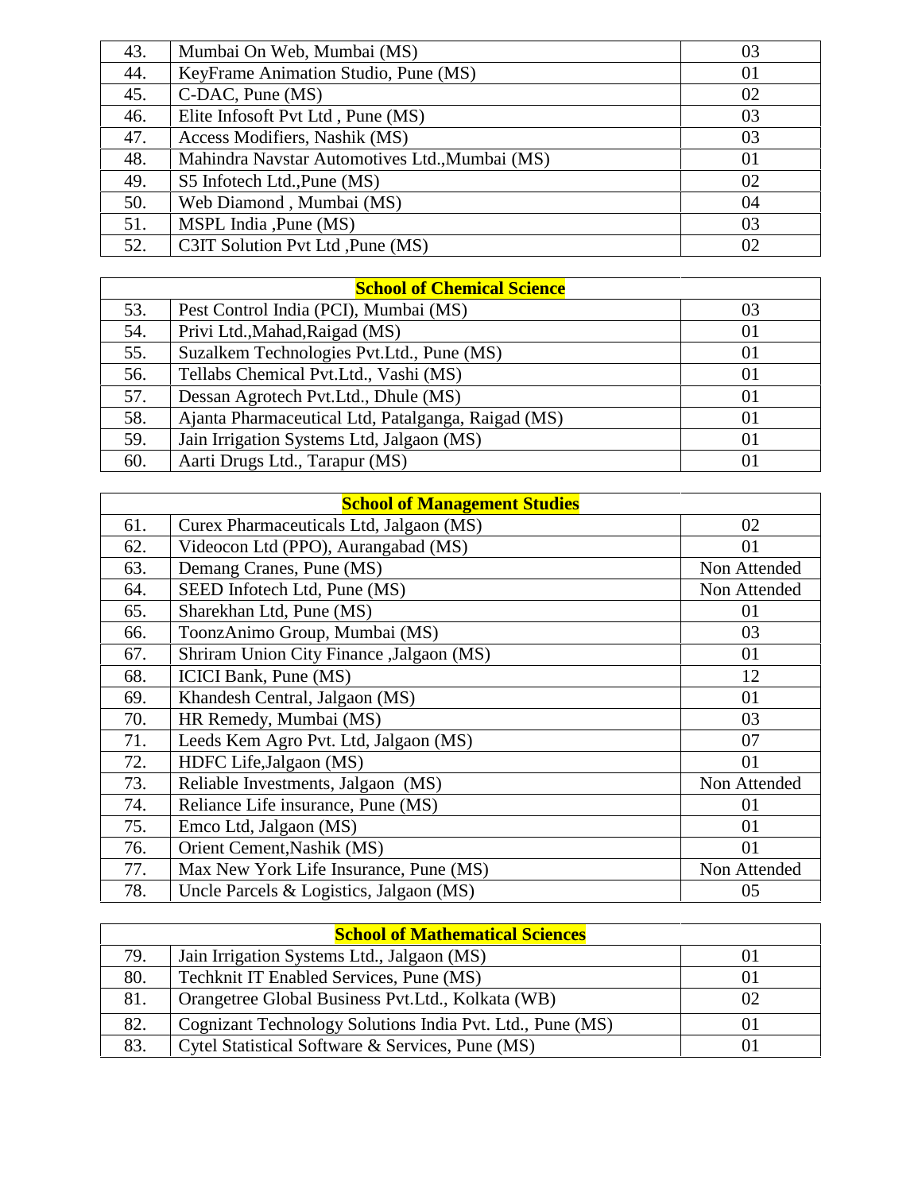| | | |
|---|---|---|
| 43. | Mumbai On Web, Mumbai (MS) | 03 |
| 44. | KeyFrame Animation Studio, Pune (MS) | 01 |
| 45. | C-DAC, Pune (MS) | 02 |
| 46. | Elite Infosoft Pvt Ltd , Pune (MS) | 03 |
| 47. | Access Modifiers, Nashik (MS) | 03 |
| 48. | Mahindra Navstar Automotives Ltd.,Mumbai (MS) | 01 |
| 49. | S5 Infotech Ltd.,Pune (MS) | 02 |
| 50. | Web Diamond , Mumbai (MS) | 04 |
| 51. | MSPL India ,Pune (MS) | 03 |
| 52. | C3IT Solution Pvt Ltd ,Pune (MS) | 02 |

| | **School of Chemical Science** | |
|---|---|---|
| 53. | Pest Control India (PCI), Mumbai (MS) | 03 |
| 54. | Privi Ltd.,Mahad,Raigad (MS) | 01 |
| 55. | Suzalkem Technologies Pvt.Ltd., Pune (MS) | 01 |
| 56. | Tellabs Chemical Pvt.Ltd., Vashi (MS) | 01 |
| 57. | Dessan Agrotech Pvt.Ltd., Dhule (MS) | 01 |
| 58. | Ajanta Pharmaceutical Ltd, Patalganga, Raigad (MS) | 01 |
| 59. | Jain Irrigation Systems Ltd, Jalgaon (MS) | 01 |
| 60. | Aarti Drugs Ltd., Tarapur (MS) | 01 |

| | **School of Management Studies** | |
|---|---|---|
| 61. | Curex Pharmaceuticals Ltd, Jalgaon (MS) | 02 |
| 62. | Videocon Ltd (PPO), Aurangabad (MS) | 01 |
| 63. | Demang Cranes, Pune (MS) | Non Attended |
| 64. | SEED Infotech Ltd, Pune (MS) | Non Attended |
| 65. | Sharekhan Ltd, Pune (MS) | 01 |
| 66. | ToonzAnimo Group, Mumbai (MS) | 03 |
| 67. | Shriram Union City Finance ,Jalgaon (MS) | 01 |
| 68. | ICICI Bank, Pune (MS) | 12 |
| 69. | Khandesh Central, Jalgaon (MS) | 01 |
| 70. | HR Remedy, Mumbai (MS) | 03 |
| 71. | Leeds Kem Agro Pvt. Ltd, Jalgaon (MS) | 07 |
| 72. | HDFC Life,Jalgaon (MS) | 01 |
| 73. | Reliable Investments, Jalgaon (MS) | Non Attended |
| 74. | Reliance Life insurance, Pune (MS) | 01 |
| 75. | Emco Ltd, Jalgaon (MS) | 01 |
| 76. | Orient Cement,Nashik (MS) | 01 |
| 77. | Max New York Life Insurance, Pune (MS) | Non Attended |
| 78. | Uncle Parcels & Logistics, Jalgaon (MS) | 05 |

| | **School of Mathematical Sciences** | |
|---|---|---|
| 79. | Jain Irrigation Systems Ltd., Jalgaon (MS) | 01 |
| 80. | Techknit IT Enabled Services, Pune (MS) | 01 |
| 81. | Orangetree Global Business Pvt.Ltd., Kolkata (WB) | 02 |
| 82. | Cognizant Technology Solutions India Pvt. Ltd., Pune (MS) | 01 |
| 83. | Cytel Statistical Software & Services, Pune (MS) | 01 |